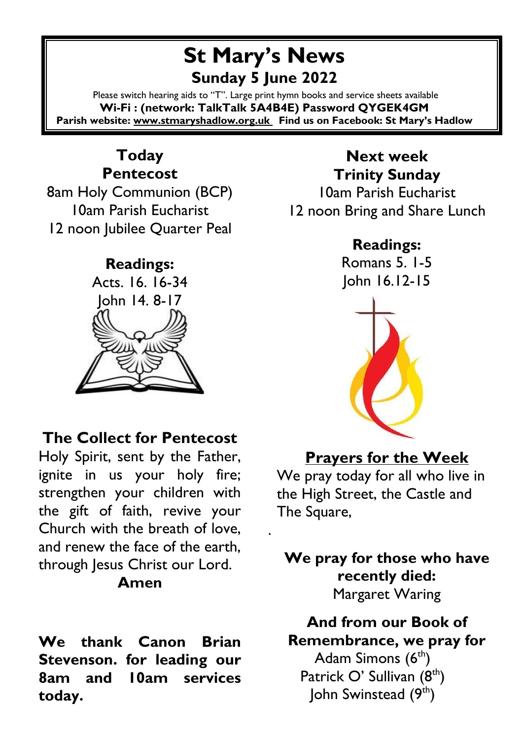# St Mary's News

## Sunday 5 June 2022

Please switch hearing aids to "T". Large print hymn books and service sheets available

**Wi-Fi : (network: TalkTalk 5A4B4E) Password QYGEK4GM**

**Parish website: www.stmaryshadlow.org.uk Find us on Facebook: St Mary's Hadlow**

### Today
### Pentecost

8am Holy Communion (BCP)
10am Parish Eucharist
12 noon Jubilee Quarter Peal

**Readings:**
Acts. 16. 16-34
John 14. 8-17

### The Collect for Pentecost

Holy Spirit, sent by the Father, ignite in us your holy fire; strengthen your children with the gift of faith, revive your Church with the breath of love, and renew the face of the earth, through Jesus Christ our Lord.

**Amen**

**We thank Canon Brian Stevenson. for leading our 8am and 10am services today.**

### Next week
### Trinity Sunday

10am Parish Eucharist
12 noon Bring and Share Lunch

**Readings:**
Romans 5. 1-5
John 16.12-15

### Prayers for the Week

We pray today for all who live in the High Street, the Castle and The Square,

**We pray for those who have recently died:**
Margaret Waring

**And from our Book of Remembrance, we pray for**
Adam Simons (6th)
Patrick O' Sullivan (8th)
John Swinstead (9th)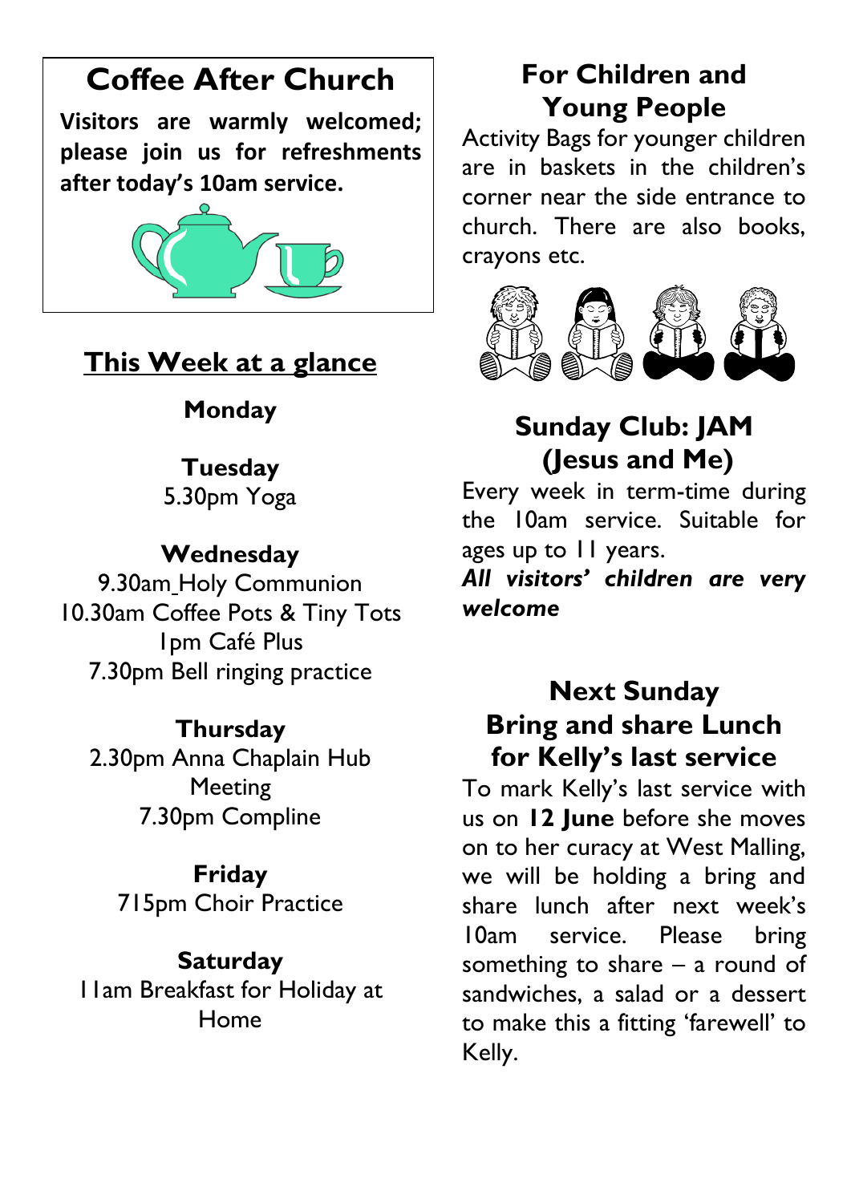## Coffee After Church

**Visitors are warmly welcomed; please join us for refreshments after today's 10am service.**

## This Week at a glance

**Monday**

**Tuesday**
5.30pm Yoga

**Wednesday**
9.30am Holy Communion
10.30am Coffee Pots & Tiny Tots
1pm Café Plus
7.30pm Bell ringing practice

**Thursday**
2.30pm Anna Chaplain Hub Meeting
7.30pm Compline

**Friday**
715pm Choir Practice

**Saturday**
11am Breakfast for Holiday at Home

## For Children and Young People

Activity Bags for younger children are in baskets in the children's corner near the side entrance to church. There are also books, crayons etc.

## Sunday Club: JAM (Jesus and Me)

Every week in term-time during the 10am service. Suitable for ages up to 11 years.

***All visitors' children are very welcome***

## Next Sunday Bring and share Lunch for Kelly's last service

To mark Kelly's last service with us on **12 June** before she moves on to her curacy at West Malling, we will be holding a bring and share lunch after next week's 10am service. Please bring something to share – a round of sandwiches, a salad or a dessert to make this a fitting 'farewell' to Kelly.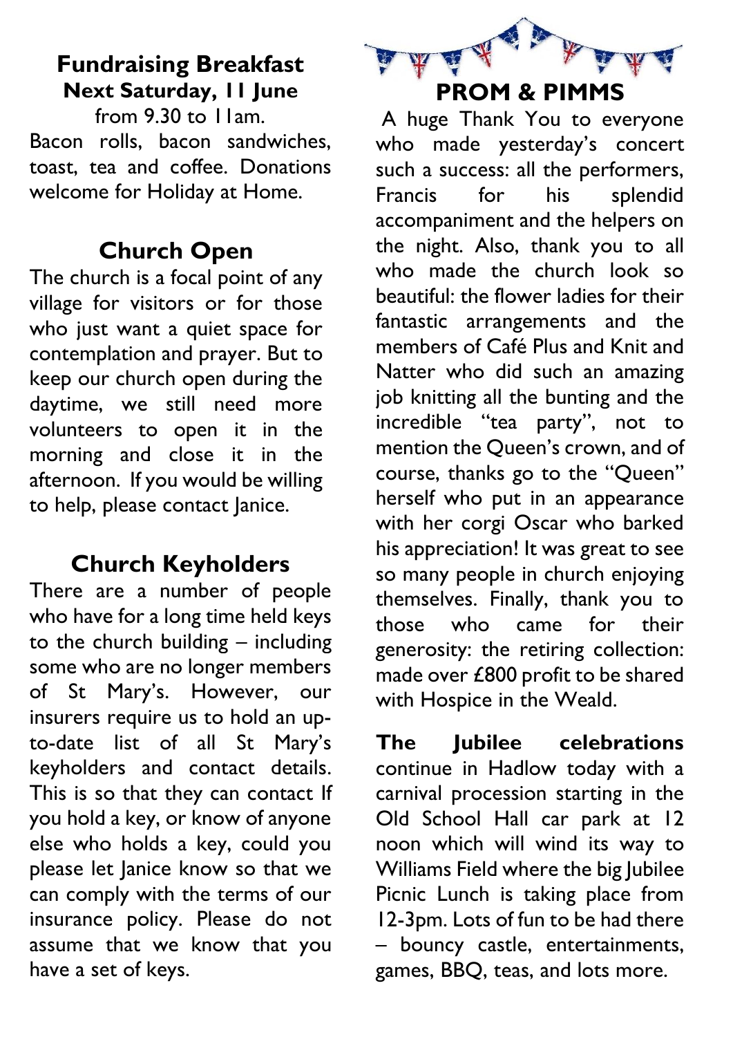## Fundraising Breakfast

**Next Saturday, 11 June**

from 9.30 to 11am.

Bacon rolls, bacon sandwiches, toast, tea and coffee. Donations welcome for Holiday at Home.

## Church Open

The church is a focal point of any village for visitors or for those who just want a quiet space for contemplation and prayer. But to keep our church open during the daytime, we still need more volunteers to open it in the morning and close it in the afternoon. If you would be willing to help, please contact Janice.

## Church Keyholders

There are a number of people who have for a long time held keys to the church building – including some who are no longer members of St Mary's. However, our insurers require us to hold an up-to-date list of all St Mary's keyholders and contact details. This is so that they can contact If you hold a key, or know of anyone else who holds a key, could you please let Janice know so that we can comply with the terms of our insurance policy. Please do not assume that we know that you have a set of keys.

## PROM & PIMMS

A huge Thank You to everyone who made yesterday's concert such a success: all the performers, Francis for his splendid accompaniment and the helpers on the night. Also, thank you to all who made the church look so beautiful: the flower ladies for their fantastic arrangements and the members of Café Plus and Knit and Natter who did such an amazing job knitting all the bunting and the incredible "tea party", not to mention the Queen's crown, and of course, thanks go to the "Queen" herself who put in an appearance with her corgi Oscar who barked his appreciation! It was great to see so many people in church enjoying themselves. Finally, thank you to those who came for their generosity: the retiring collection: made over £800 profit to be shared with Hospice in the Weald.

**The Jubilee celebrations** continue in Hadlow today with a carnival procession starting in the Old School Hall car park at 12 noon which will wind its way to Williams Field where the big Jubilee Picnic Lunch is taking place from 12-3pm. Lots of fun to be had there – bouncy castle, entertainments, games, BBQ, teas, and lots more.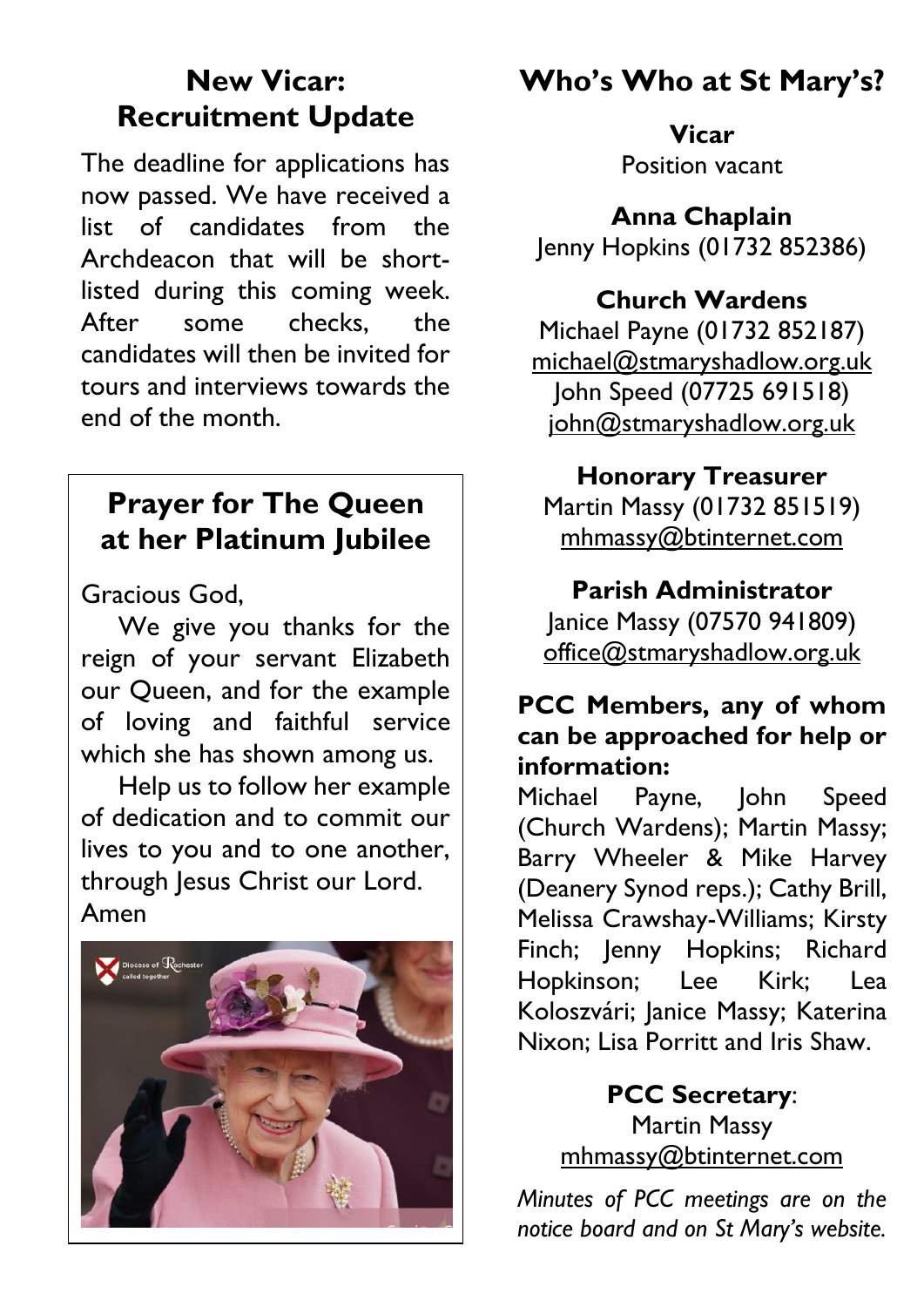## New Vicar: Recruitment Update

The deadline for applications has now passed. We have received a list of candidates from the Archdeacon that will be short-listed during this coming week. After some checks, the candidates will then be invited for tours and interviews towards the end of the month.

## Prayer for The Queen at her Platinum Jubilee

Gracious God,

We give you thanks for the reign of your servant Elizabeth our Queen, and for the example of loving and faithful service which she has shown among us.

Help us to follow her example of dedication and to commit our lives to you and to one another, through Jesus Christ our Lord.
Amen

## Who's Who at St Mary's?

**Vicar**
Position vacant

**Anna Chaplain**
Jenny Hopkins (01732 852386)

**Church Wardens**
Michael Payne (01732 852187)
michael@stmaryshadlow.org.uk
John Speed (07725 691518)
john@stmaryshadlow.org.uk

**Honorary Treasurer**
Martin Massy (01732 851519)
mhmassy@btinternet.com

**Parish Administrator**
Janice Massy (07570 941809)
office@stmaryshadlow.org.uk

**PCC Members, any of whom can be approached for help or information:**
Michael Payne, John Speed (Church Wardens); Martin Massy; Barry Wheeler & Mike Harvey (Deanery Synod reps.); Cathy Brill, Melissa Crawshay-Williams; Kirsty Finch; Jenny Hopkins; Richard Hopkinson; Lee Kirk; Lea Koloszvári; Janice Massy; Katerina Nixon; Lisa Porritt and Iris Shaw.

**PCC Secretary**:
Martin Massy
mhmassy@btinternet.com

*Minutes of PCC meetings are on the notice board and on St Mary's website.*